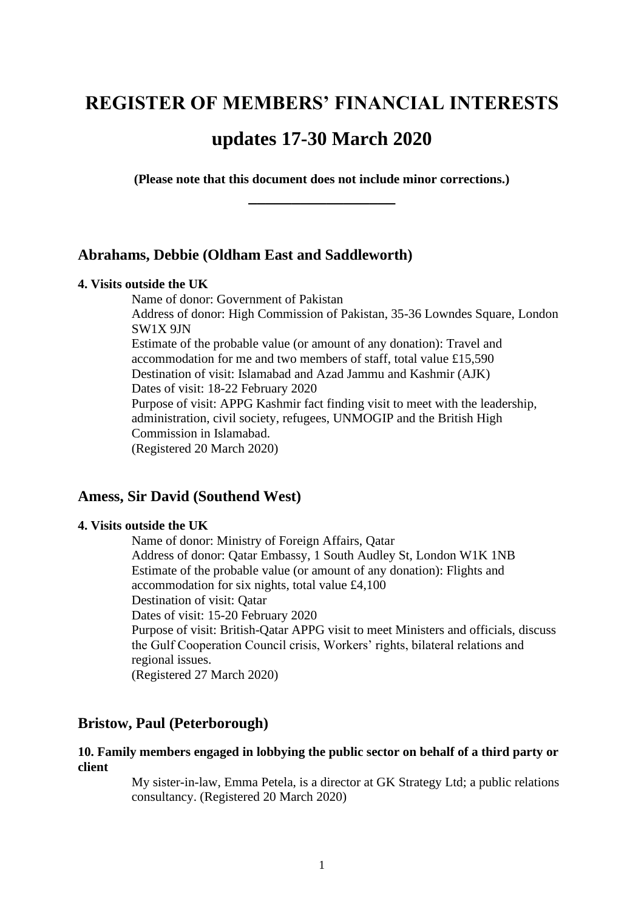# REGISTER OF MEMBERS' FINANCIAL INTERESTS

# updates 17-30 March 2020

**(Please note that this document does not include minor corrections.)**

---

## Abrahams, Debbie (Oldham East and Saddleworth)

**4. Visits outside the UK**

Name of donor: Government of Pakistan
Address of donor: High Commission of Pakistan, 35-36 Lowndes Square, London SW1X 9JN
Estimate of the probable value (or amount of any donation): Travel and accommodation for me and two members of staff, total value £15,590
Destination of visit: Islamabad and Azad Jammu and Kashmir (AJK)
Dates of visit: 18-22 February 2020
Purpose of visit: APPG Kashmir fact finding visit to meet with the leadership, administration, civil society, refugees, UNMOGIP and the British High Commission in Islamabad.
(Registered 20 March 2020)

## Amess, Sir David (Southend West)

**4. Visits outside the UK**

Name of donor: Ministry of Foreign Affairs, Qatar
Address of donor: Qatar Embassy, 1 South Audley St, London W1K 1NB
Estimate of the probable value (or amount of any donation): Flights and accommodation for six nights, total value £4,100
Destination of visit: Qatar
Dates of visit: 15-20 February 2020
Purpose of visit: British-Qatar APPG visit to meet Ministers and officials, discuss the Gulf Cooperation Council crisis, Workers' rights, bilateral relations and regional issues.
(Registered 27 March 2020)

## Bristow, Paul (Peterborough)

**10. Family members engaged in lobbying the public sector on behalf of a third party or client**

My sister-in-law, Emma Petela, is a director at GK Strategy Ltd; a public relations consultancy. (Registered 20 March 2020)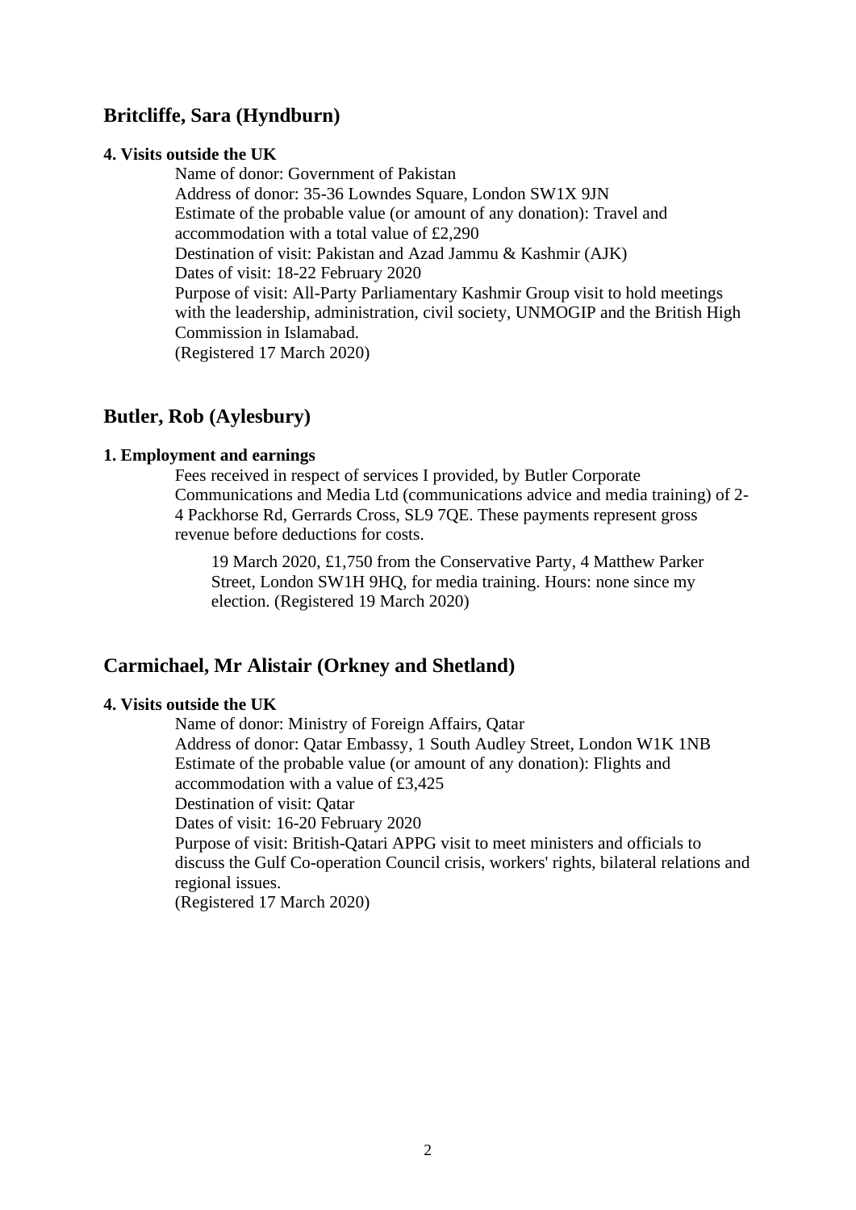## Britcliffe, Sara (Hyndburn)

**4. Visits outside the UK**

Name of donor: Government of Pakistan
Address of donor: 35-36 Lowndes Square, London SW1X 9JN
Estimate of the probable value (or amount of any donation): Travel and accommodation with a total value of £2,290
Destination of visit: Pakistan and Azad Jammu & Kashmir (AJK)
Dates of visit: 18-22 February 2020
Purpose of visit: All-Party Parliamentary Kashmir Group visit to hold meetings with the leadership, administration, civil society, UNMOGIP and the British High Commission in Islamabad.
(Registered 17 March 2020)

## Butler, Rob (Aylesbury)

**1. Employment and earnings**

Fees received in respect of services I provided, by Butler Corporate Communications and Media Ltd (communications advice and media training) of 2-4 Packhorse Rd, Gerrards Cross, SL9 7QE. These payments represent gross revenue before deductions for costs.

> 19 March 2020, £1,750 from the Conservative Party, 4 Matthew Parker Street, London SW1H 9HQ, for media training. Hours: none since my election. (Registered 19 March 2020)

## Carmichael, Mr Alistair (Orkney and Shetland)

**4. Visits outside the UK**

Name of donor: Ministry of Foreign Affairs, Qatar
Address of donor: Qatar Embassy, 1 South Audley Street, London W1K 1NB
Estimate of the probable value (or amount of any donation): Flights and accommodation with a value of £3,425
Destination of visit: Qatar
Dates of visit: 16-20 February 2020
Purpose of visit: British-Qatari APPG visit to meet ministers and officials to discuss the Gulf Co-operation Council crisis, workers' rights, bilateral relations and regional issues.
(Registered 17 March 2020)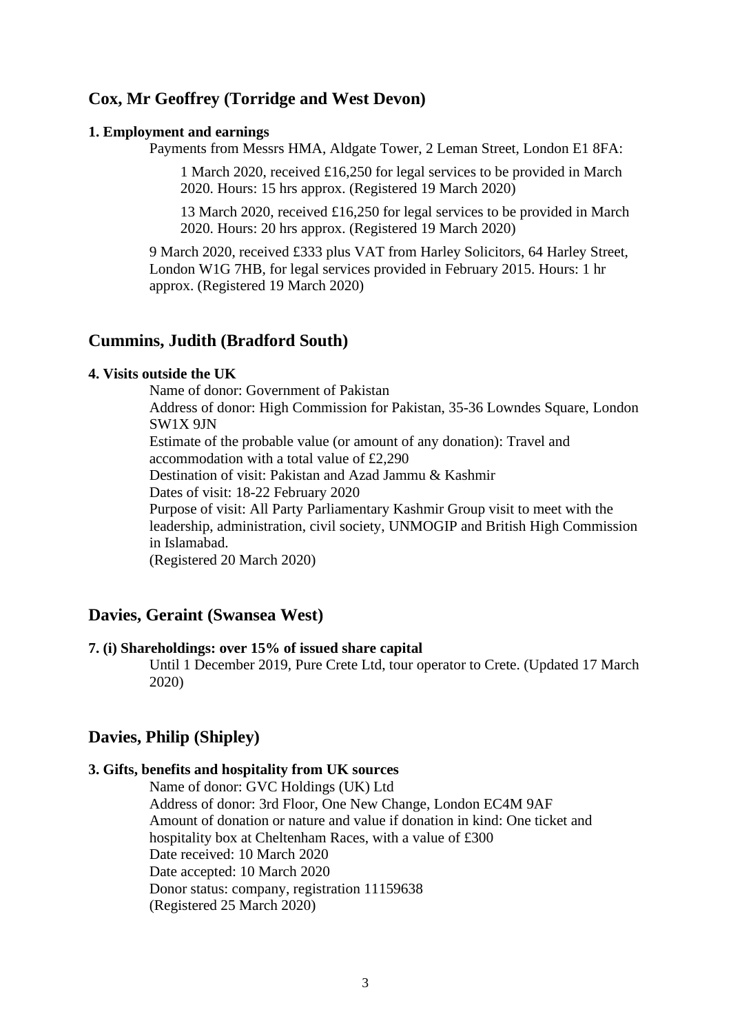## Cox, Mr Geoffrey (Torridge and West Devon)

**1. Employment and earnings**

Payments from Messrs HMA, Aldgate Tower, 2 Leman Street, London E1 8FA:

1 March 2020, received £16,250 for legal services to be provided in March 2020. Hours: 15 hrs approx. (Registered 19 March 2020)

13 March 2020, received £16,250 for legal services to be provided in March 2020. Hours: 20 hrs approx. (Registered 19 March 2020)

9 March 2020, received £333 plus VAT from Harley Solicitors, 64 Harley Street, London W1G 7HB, for legal services provided in February 2015. Hours: 1 hr approx. (Registered 19 March 2020)

## Cummins, Judith (Bradford South)

**4. Visits outside the UK**

Name of donor: Government of Pakistan
Address of donor: High Commission for Pakistan, 35-36 Lowndes Square, London SW1X 9JN
Estimate of the probable value (or amount of any donation): Travel and accommodation with a total value of £2,290
Destination of visit: Pakistan and Azad Jammu & Kashmir
Dates of visit: 18-22 February 2020
Purpose of visit: All Party Parliamentary Kashmir Group visit to meet with the leadership, administration, civil society, UNMOGIP and British High Commission in Islamabad.
(Registered 20 March 2020)

## Davies, Geraint (Swansea West)

**7. (i) Shareholdings: over 15% of issued share capital**

Until 1 December 2019, Pure Crete Ltd, tour operator to Crete. (Updated 17 March 2020)

## Davies, Philip (Shipley)

**3. Gifts, benefits and hospitality from UK sources**

Name of donor: GVC Holdings (UK) Ltd
Address of donor: 3rd Floor, One New Change, London EC4M 9AF
Amount of donation or nature and value if donation in kind: One ticket and hospitality box at Cheltenham Races, with a value of £300
Date received: 10 March 2020
Date accepted: 10 March 2020
Donor status: company, registration 11159638
(Registered 25 March 2020)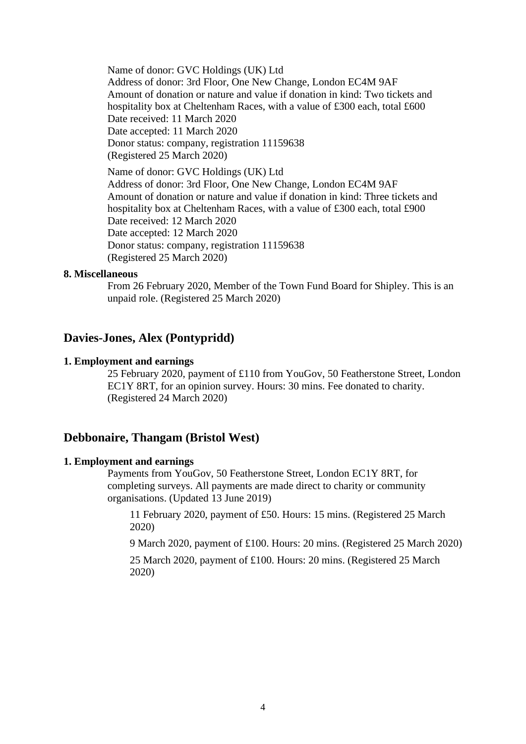Name of donor: GVC Holdings (UK) Ltd
Address of donor: 3rd Floor, One New Change, London EC4M 9AF
Amount of donation or nature and value if donation in kind: Two tickets and hospitality box at Cheltenham Races, with a value of £300 each, total £600
Date received: 11 March 2020
Date accepted: 11 March 2020
Donor status: company, registration 11159638
(Registered 25 March 2020)

Name of donor: GVC Holdings (UK) Ltd
Address of donor: 3rd Floor, One New Change, London EC4M 9AF
Amount of donation or nature and value if donation in kind: Three tickets and hospitality box at Cheltenham Races, with a value of £300 each, total £900
Date received: 12 March 2020
Date accepted: 12 March 2020
Donor status: company, registration 11159638
(Registered 25 March 2020)

**8. Miscellaneous**

From 26 February 2020, Member of the Town Fund Board for Shipley. This is an unpaid role. (Registered 25 March 2020)

## Davies-Jones, Alex (Pontypridd)

**1. Employment and earnings**

25 February 2020, payment of £110 from YouGov, 50 Featherstone Street, London EC1Y 8RT, for an opinion survey. Hours: 30 mins. Fee donated to charity. (Registered 24 March 2020)

## Debbonaire, Thangam (Bristol West)

**1. Employment and earnings**

Payments from YouGov, 50 Featherstone Street, London EC1Y 8RT, for completing surveys. All payments are made direct to charity or community organisations. (Updated 13 June 2019)

11 February 2020, payment of £50. Hours: 15 mins. (Registered 25 March 2020)

9 March 2020, payment of £100. Hours: 20 mins. (Registered 25 March 2020)

25 March 2020, payment of £100. Hours: 20 mins. (Registered 25 March 2020)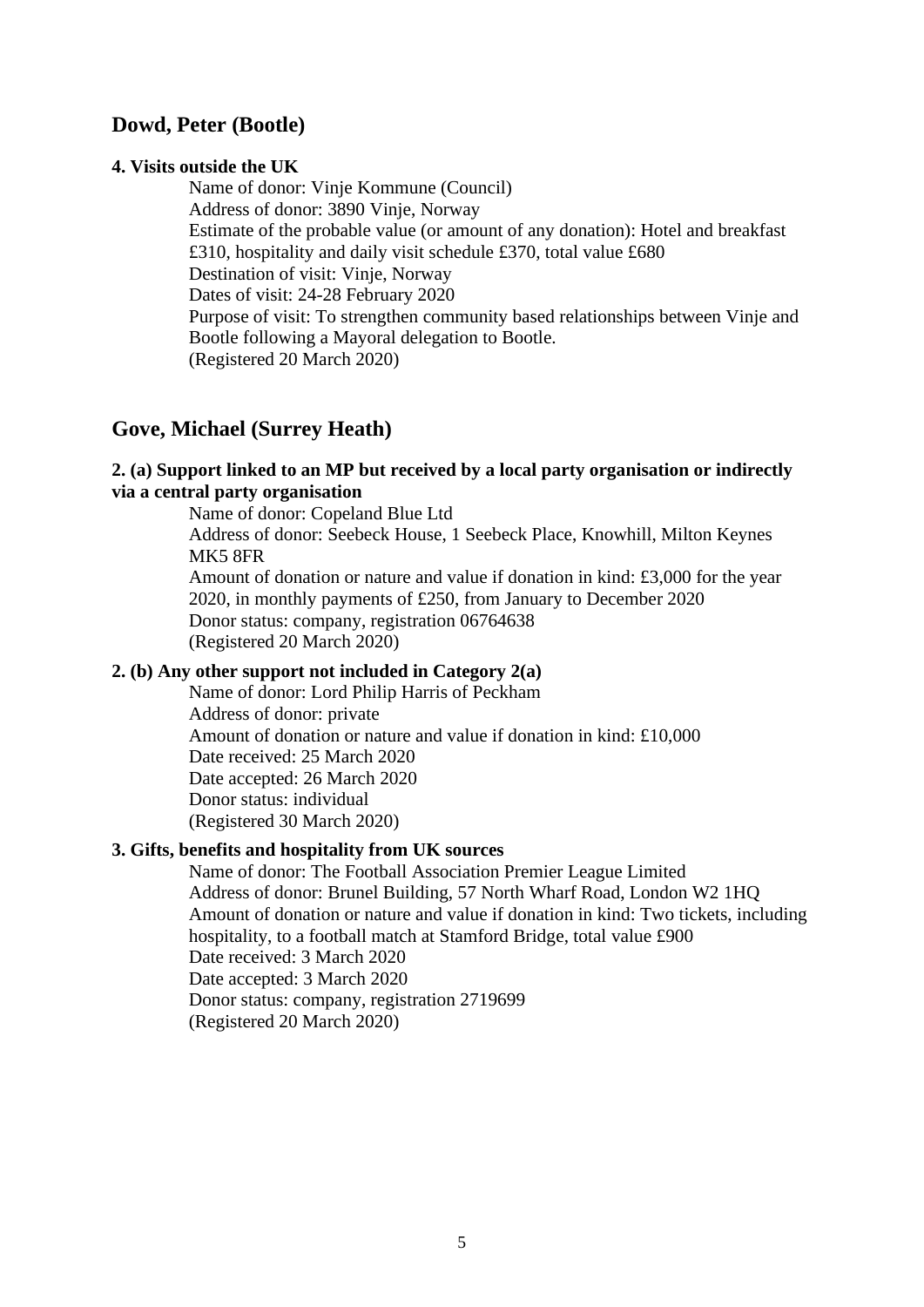## Dowd, Peter (Bootle)

**4. Visits outside the UK**

Name of donor: Vinje Kommune (Council)
Address of donor: 3890 Vinje, Norway
Estimate of the probable value (or amount of any donation): Hotel and breakfast £310, hospitality and daily visit schedule £370, total value £680
Destination of visit: Vinje, Norway
Dates of visit: 24-28 February 2020
Purpose of visit: To strengthen community based relationships between Vinje and Bootle following a Mayoral delegation to Bootle.
(Registered 20 March 2020)

## Gove, Michael (Surrey Heath)

**2. (a) Support linked to an MP but received by a local party organisation or indirectly via a central party organisation**

Name of donor: Copeland Blue Ltd
Address of donor: Seebeck House, 1 Seebeck Place, Knowhill, Milton Keynes MK5 8FR
Amount of donation or nature and value if donation in kind: £3,000 for the year 2020, in monthly payments of £250, from January to December 2020
Donor status: company, registration 06764638
(Registered 20 March 2020)

**2. (b) Any other support not included in Category 2(a)**

Name of donor: Lord Philip Harris of Peckham
Address of donor: private
Amount of donation or nature and value if donation in kind: £10,000
Date received: 25 March 2020
Date accepted: 26 March 2020
Donor status: individual
(Registered 30 March 2020)

**3. Gifts, benefits and hospitality from UK sources**

Name of donor: The Football Association Premier League Limited
Address of donor: Brunel Building, 57 North Wharf Road, London W2 1HQ
Amount of donation or nature and value if donation in kind: Two tickets, including hospitality, to a football match at Stamford Bridge, total value £900
Date received: 3 March 2020
Date accepted: 3 March 2020
Donor status: company, registration 2719699
(Registered 20 March 2020)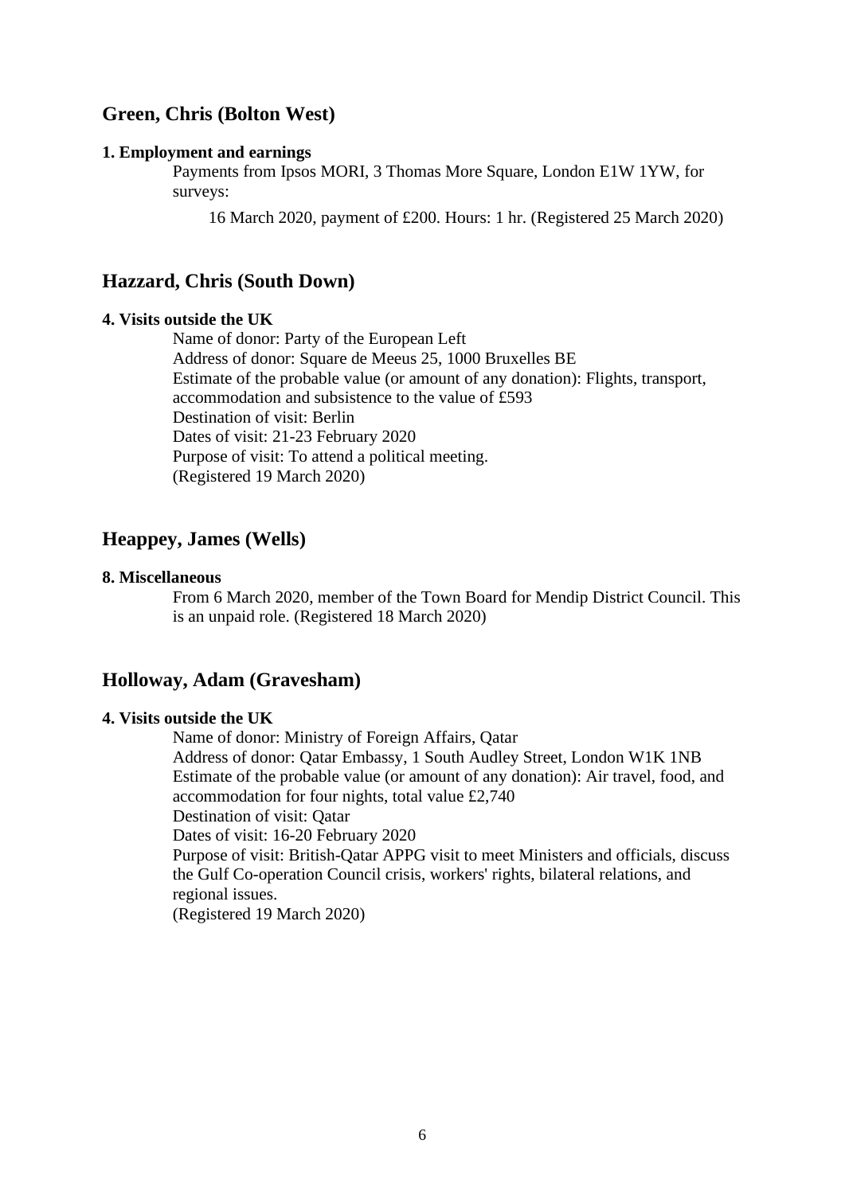## Green, Chris (Bolton West)

**1. Employment and earnings**

Payments from Ipsos MORI, 3 Thomas More Square, London E1W 1YW, for surveys:

16 March 2020, payment of £200. Hours: 1 hr. (Registered 25 March 2020)

## Hazzard, Chris (South Down)

**4. Visits outside the UK**

Name of donor: Party of the European Left
Address of donor: Square de Meeus 25, 1000 Bruxelles BE
Estimate of the probable value (or amount of any donation): Flights, transport, accommodation and subsistence to the value of £593
Destination of visit: Berlin
Dates of visit: 21-23 February 2020
Purpose of visit: To attend a political meeting.
(Registered 19 March 2020)

## Heappey, James (Wells)

**8. Miscellaneous**

From 6 March 2020, member of the Town Board for Mendip District Council. This is an unpaid role. (Registered 18 March 2020)

## Holloway, Adam (Gravesham)

**4. Visits outside the UK**

Name of donor: Ministry of Foreign Affairs, Qatar
Address of donor: Qatar Embassy, 1 South Audley Street, London W1K 1NB
Estimate of the probable value (or amount of any donation): Air travel, food, and accommodation for four nights, total value £2,740
Destination of visit: Qatar
Dates of visit: 16-20 February 2020
Purpose of visit: British-Qatar APPG visit to meet Ministers and officials, discuss the Gulf Co-operation Council crisis, workers' rights, bilateral relations, and regional issues.
(Registered 19 March 2020)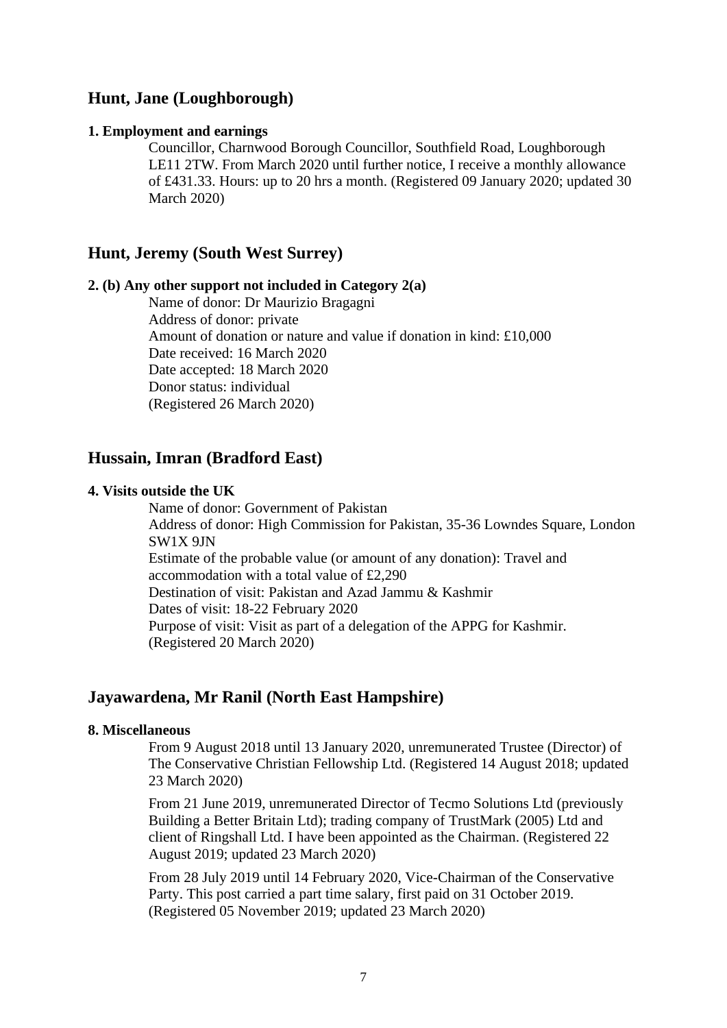## Hunt, Jane (Loughborough)

**1. Employment and earnings**

Councillor, Charnwood Borough Councillor, Southfield Road, Loughborough LE11 2TW. From March 2020 until further notice, I receive a monthly allowance of £431.33. Hours: up to 20 hrs a month. (Registered 09 January 2020; updated 30 March 2020)

## Hunt, Jeremy (South West Surrey)

**2. (b) Any other support not included in Category 2(a)**

Name of donor: Dr Maurizio Bragagni
Address of donor: private
Amount of donation or nature and value if donation in kind: £10,000
Date received: 16 March 2020
Date accepted: 18 March 2020
Donor status: individual
(Registered 26 March 2020)

## Hussain, Imran (Bradford East)

**4. Visits outside the UK**

Name of donor: Government of Pakistan
Address of donor: High Commission for Pakistan, 35-36 Lowndes Square, London SW1X 9JN
Estimate of the probable value (or amount of any donation): Travel and accommodation with a total value of £2,290
Destination of visit: Pakistan and Azad Jammu & Kashmir
Dates of visit: 18-22 February 2020
Purpose of visit: Visit as part of a delegation of the APPG for Kashmir.
(Registered 20 March 2020)

## Jayawardena, Mr Ranil (North East Hampshire)

**8. Miscellaneous**

From 9 August 2018 until 13 January 2020, unremunerated Trustee (Director) of The Conservative Christian Fellowship Ltd. (Registered 14 August 2018; updated 23 March 2020)

From 21 June 2019, unremunerated Director of Tecmo Solutions Ltd (previously Building a Better Britain Ltd); trading company of TrustMark (2005) Ltd and client of Ringshall Ltd. I have been appointed as the Chairman. (Registered 22 August 2019; updated 23 March 2020)

From 28 July 2019 until 14 February 2020, Vice-Chairman of the Conservative Party. This post carried a part time salary, first paid on 31 October 2019. (Registered 05 November 2019; updated 23 March 2020)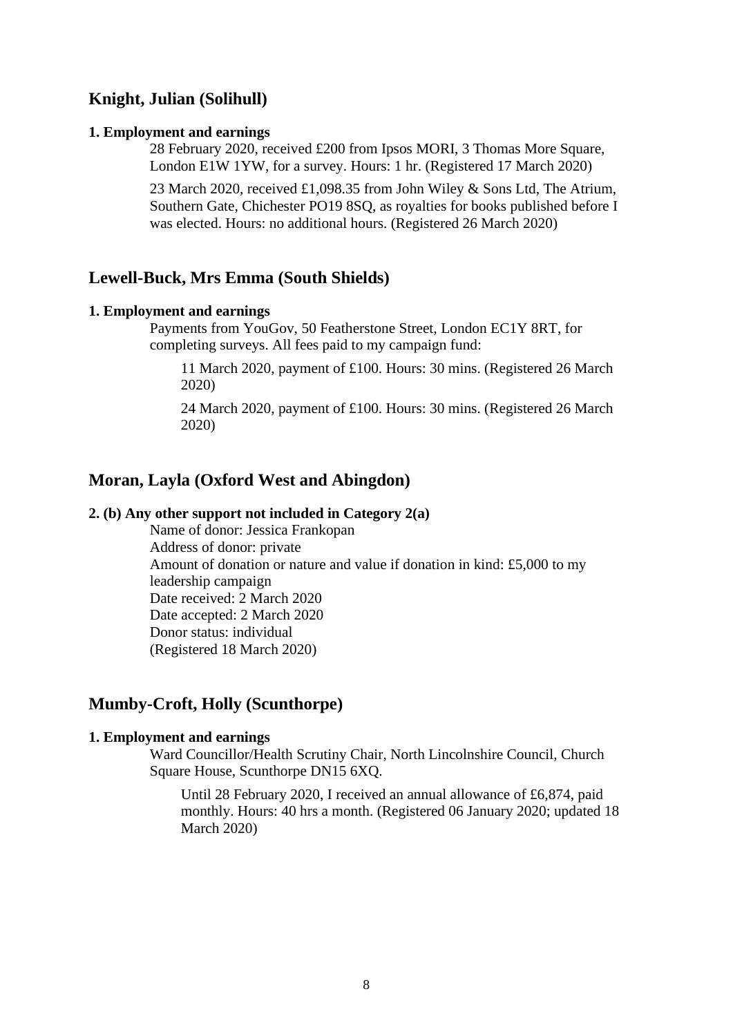## Knight, Julian (Solihull)

**1. Employment and earnings**

28 February 2020, received £200 from Ipsos MORI, 3 Thomas More Square, London E1W 1YW, for a survey. Hours: 1 hr. (Registered 17 March 2020)

23 March 2020, received £1,098.35 from John Wiley & Sons Ltd, The Atrium, Southern Gate, Chichester PO19 8SQ, as royalties for books published before I was elected. Hours: no additional hours. (Registered 26 March 2020)

## Lewell-Buck, Mrs Emma (South Shields)

**1. Employment and earnings**

Payments from YouGov, 50 Featherstone Street, London EC1Y 8RT, for completing surveys. All fees paid to my campaign fund:

> 11 March 2020, payment of £100. Hours: 30 mins. (Registered 26 March 2020)
>
> 24 March 2020, payment of £100. Hours: 30 mins. (Registered 26 March 2020)

## Moran, Layla (Oxford West and Abingdon)

**2. (b) Any other support not included in Category 2(a)**

Name of donor: Jessica Frankopan
Address of donor: private
Amount of donation or nature and value if donation in kind: £5,000 to my leadership campaign
Date received: 2 March 2020
Date accepted: 2 March 2020
Donor status: individual
(Registered 18 March 2020)

## Mumby-Croft, Holly (Scunthorpe)

**1. Employment and earnings**

Ward Councillor/Health Scrutiny Chair, North Lincolnshire Council, Church Square House, Scunthorpe DN15 6XQ.

> Until 28 February 2020, I received an annual allowance of £6,874, paid monthly. Hours: 40 hrs a month. (Registered 06 January 2020; updated 18 March 2020)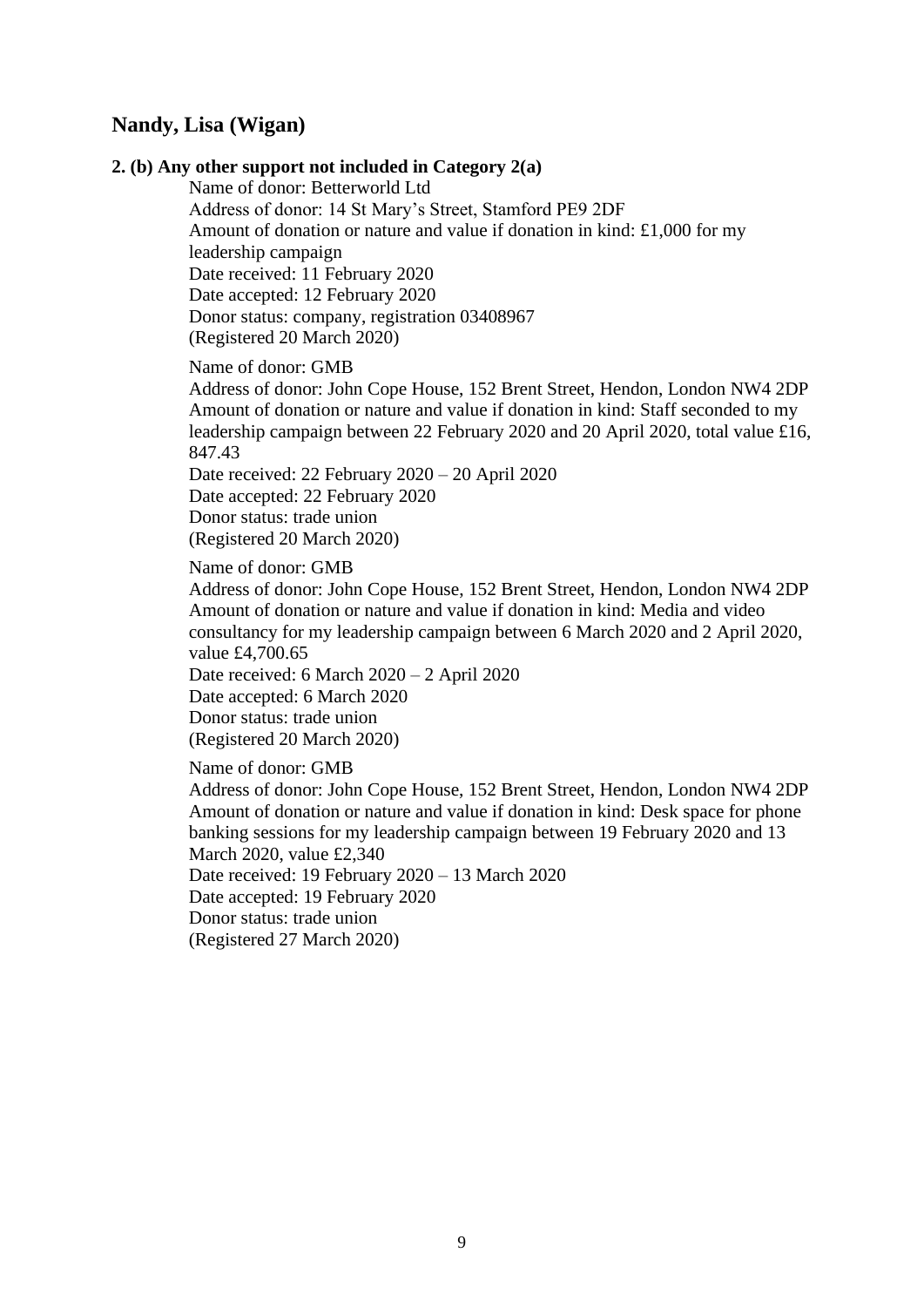## Nandy, Lisa (Wigan)

**2. (b) Any other support not included in Category 2(a)**

Name of donor: Betterworld Ltd
Address of donor: 14 St Mary's Street, Stamford PE9 2DF
Amount of donation or nature and value if donation in kind: £1,000 for my leadership campaign
Date received: 11 February 2020
Date accepted: 12 February 2020
Donor status: company, registration 03408967
(Registered 20 March 2020)

Name of donor: GMB
Address of donor: John Cope House, 152 Brent Street, Hendon, London NW4 2DP
Amount of donation or nature and value if donation in kind: Staff seconded to my leadership campaign between 22 February 2020 and 20 April 2020, total value £16, 847.43
Date received: 22 February 2020 – 20 April 2020
Date accepted: 22 February 2020
Donor status: trade union
(Registered 20 March 2020)

Name of donor: GMB
Address of donor: John Cope House, 152 Brent Street, Hendon, London NW4 2DP
Amount of donation or nature and value if donation in kind: Media and video consultancy for my leadership campaign between 6 March 2020 and 2 April 2020, value £4,700.65
Date received: 6 March 2020 – 2 April 2020
Date accepted: 6 March 2020
Donor status: trade union
(Registered 20 March 2020)

Name of donor: GMB
Address of donor: John Cope House, 152 Brent Street, Hendon, London NW4 2DP
Amount of donation or nature and value if donation in kind: Desk space for phone banking sessions for my leadership campaign between 19 February 2020 and 13 March 2020, value £2,340
Date received: 19 February 2020 – 13 March 2020
Date accepted: 19 February 2020
Donor status: trade union
(Registered 27 March 2020)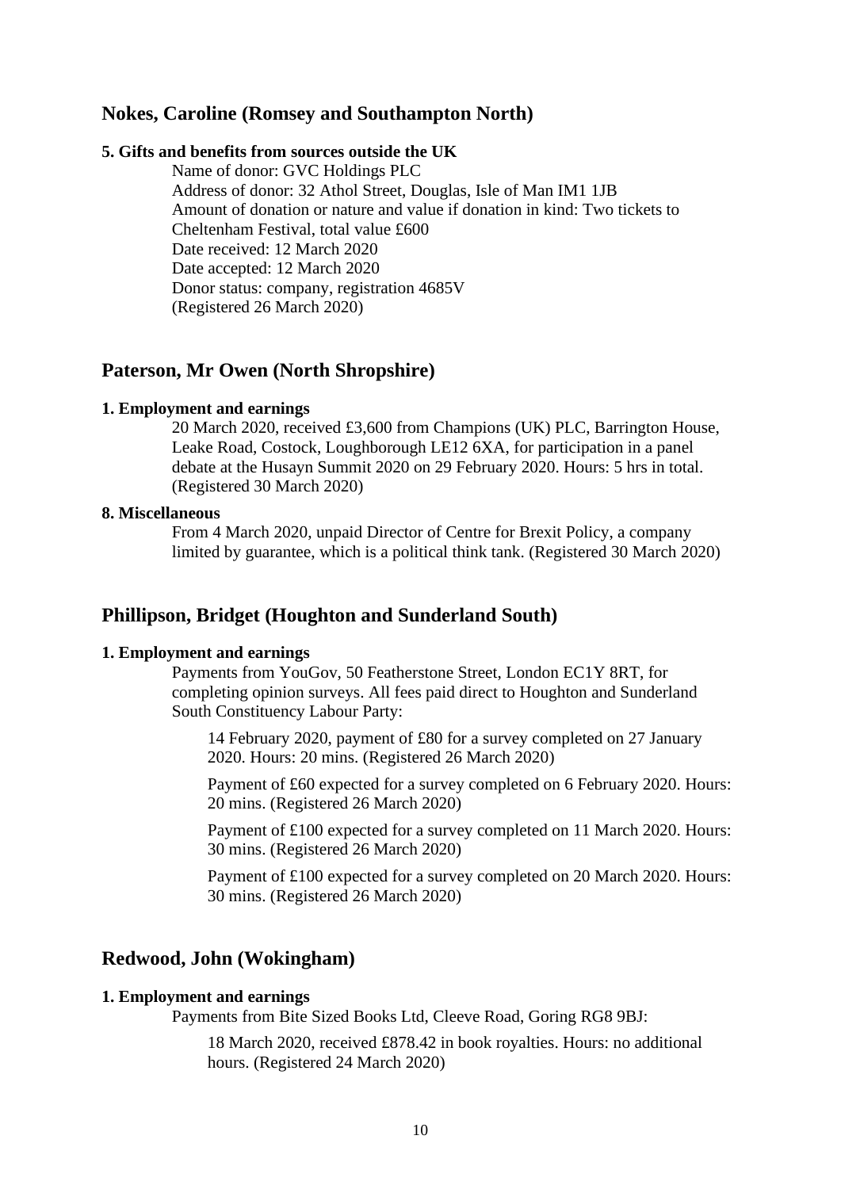## Nokes, Caroline (Romsey and Southampton North)

**5. Gifts and benefits from sources outside the UK**

Name of donor: GVC Holdings PLC
Address of donor: 32 Athol Street, Douglas, Isle of Man IM1 1JB
Amount of donation or nature and value if donation in kind: Two tickets to Cheltenham Festival, total value £600
Date received: 12 March 2020
Date accepted: 12 March 2020
Donor status: company, registration 4685V
(Registered 26 March 2020)

## Paterson, Mr Owen (North Shropshire)

**1. Employment and earnings**

20 March 2020, received £3,600 from Champions (UK) PLC, Barrington House, Leake Road, Costock, Loughborough LE12 6XA, for participation in a panel debate at the Husayn Summit 2020 on 29 February 2020. Hours: 5 hrs in total. (Registered 30 March 2020)

**8. Miscellaneous**

From 4 March 2020, unpaid Director of Centre for Brexit Policy, a company limited by guarantee, which is a political think tank. (Registered 30 March 2020)

## Phillipson, Bridget (Houghton and Sunderland South)

**1. Employment and earnings**

Payments from YouGov, 50 Featherstone Street, London EC1Y 8RT, for completing opinion surveys. All fees paid direct to Houghton and Sunderland South Constituency Labour Party:

14 February 2020, payment of £80 for a survey completed on 27 January 2020. Hours: 20 mins. (Registered 26 March 2020)

Payment of £60 expected for a survey completed on 6 February 2020. Hours: 20 mins. (Registered 26 March 2020)

Payment of £100 expected for a survey completed on 11 March 2020. Hours: 30 mins. (Registered 26 March 2020)

Payment of £100 expected for a survey completed on 20 March 2020. Hours: 30 mins. (Registered 26 March 2020)

## Redwood, John (Wokingham)

**1. Employment and earnings**

Payments from Bite Sized Books Ltd, Cleeve Road, Goring RG8 9BJ:

18 March 2020, received £878.42 in book royalties. Hours: no additional hours. (Registered 24 March 2020)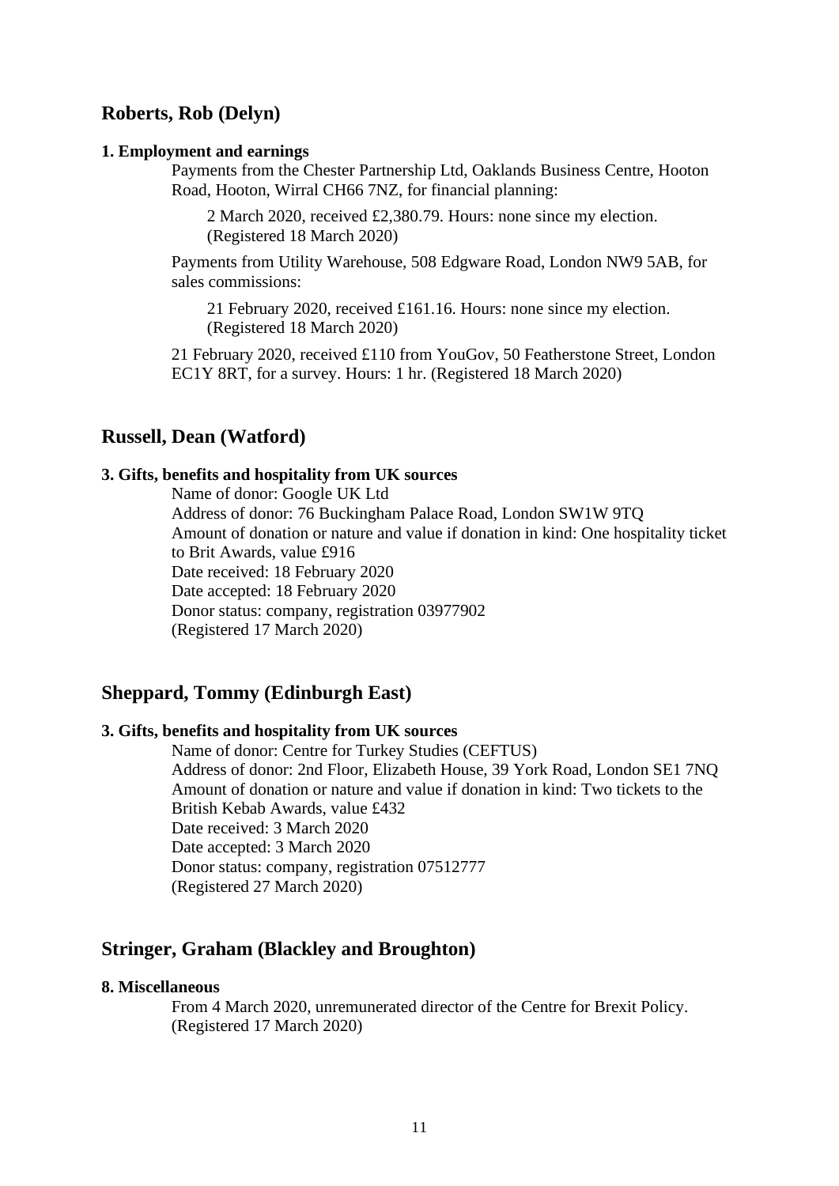## Roberts, Rob (Delyn)

**1. Employment and earnings**

Payments from the Chester Partnership Ltd, Oaklands Business Centre, Hooton Road, Hooton, Wirral CH66 7NZ, for financial planning:

2 March 2020, received £2,380.79. Hours: none since my election. (Registered 18 March 2020)

Payments from Utility Warehouse, 508 Edgware Road, London NW9 5AB, for sales commissions:

21 February 2020, received £161.16. Hours: none since my election. (Registered 18 March 2020)

21 February 2020, received £110 from YouGov, 50 Featherstone Street, London EC1Y 8RT, for a survey. Hours: 1 hr. (Registered 18 March 2020)

## Russell, Dean (Watford)

**3. Gifts, benefits and hospitality from UK sources**

Name of donor: Google UK Ltd
Address of donor: 76 Buckingham Palace Road, London SW1W 9TQ
Amount of donation or nature and value if donation in kind: One hospitality ticket to Brit Awards, value £916
Date received: 18 February 2020
Date accepted: 18 February 2020
Donor status: company, registration 03977902
(Registered 17 March 2020)

## Sheppard, Tommy (Edinburgh East)

**3. Gifts, benefits and hospitality from UK sources**

Name of donor: Centre for Turkey Studies (CEFTUS)
Address of donor: 2nd Floor, Elizabeth House, 39 York Road, London SE1 7NQ
Amount of donation or nature and value if donation in kind: Two tickets to the British Kebab Awards, value £432
Date received: 3 March 2020
Date accepted: 3 March 2020
Donor status: company, registration 07512777
(Registered 27 March 2020)

## Stringer, Graham (Blackley and Broughton)

**8. Miscellaneous**

From 4 March 2020, unremunerated director of the Centre for Brexit Policy. (Registered 17 March 2020)